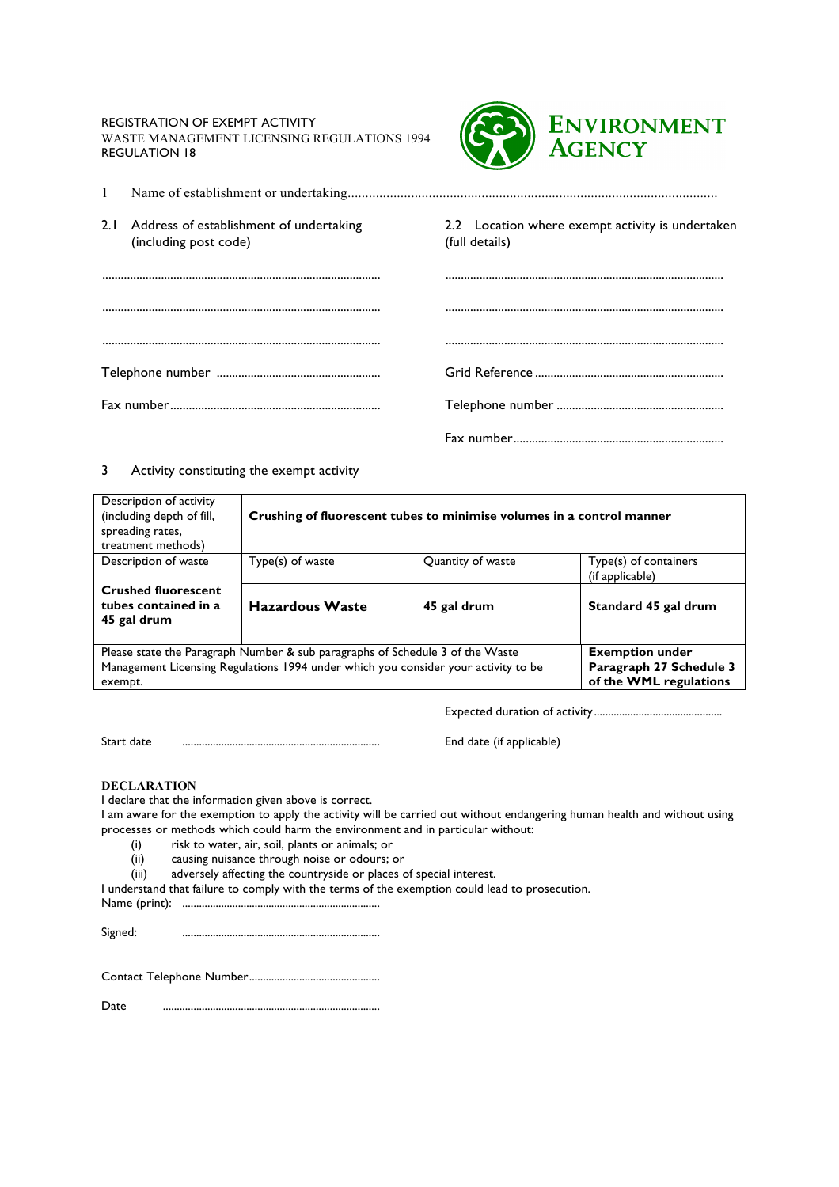REGISTRATION OF EXEMPT ACTIVITY
WASTE MANAGEMENT LICENSING REGULATIONS 1994
REGULATION 18

**ENVIRONMENT AGENCY**

1 Name of establishment or undertaking.........................................................................................................

2.1 Address of establishment of undertaking (including post code)

..........................................................................................

..........................................................................................

..........................................................................................

Telephone number ....................................................

Fax number...................................................................

2.2 Location where exempt activity is undertaken (full details)

..........................................................................................

..........................................................................................

..........................................................................................

Grid Reference ............................................................

Telephone number ......................................................

Fax number....................................................................

3 Activity constituting the exempt activity

| Description of activity (including depth of fill, spreading rates, treatment methods) | **Crushing of fluorescent tubes to minimise volumes in a control manner** | | |
|---|---|---|---|
| Description of waste | Type(s) of waste | Quantity of waste | Type(s) of containers (if applicable) |
| **Crushed fluorescent tubes contained in a 45 gal drum** | **Hazardous Waste** | **45 gal drum** | **Standard 45 gal drum** |
| Please state the Paragraph Number & sub paragraphs of Schedule 3 of the Waste Management Licensing Regulations 1994 under which you consider your activity to be exempt. | | | **Exemption under Paragraph 27 Schedule 3 of the WML regulations** |

Expected duration of activity.............................................

Start date ......................................................................

End date (if applicable)

**DECLARATION**

I declare that the information given above is correct.

I am aware for the exemption to apply the activity will be carried out without endangering human health and without using processes or methods which could harm the environment and in particular without:

(i) risk to water, air, soil, plants or animals; or
(ii) causing nuisance through noise or odours; or
(iii) adversely affecting the countryside or places of special interest.

I understand that failure to comply with the terms of the exemption could lead to prosecution.

Name (print): ......................................................................

Signed: ......................................................................

Contact Telephone Number..............................................

Date ..............................................................................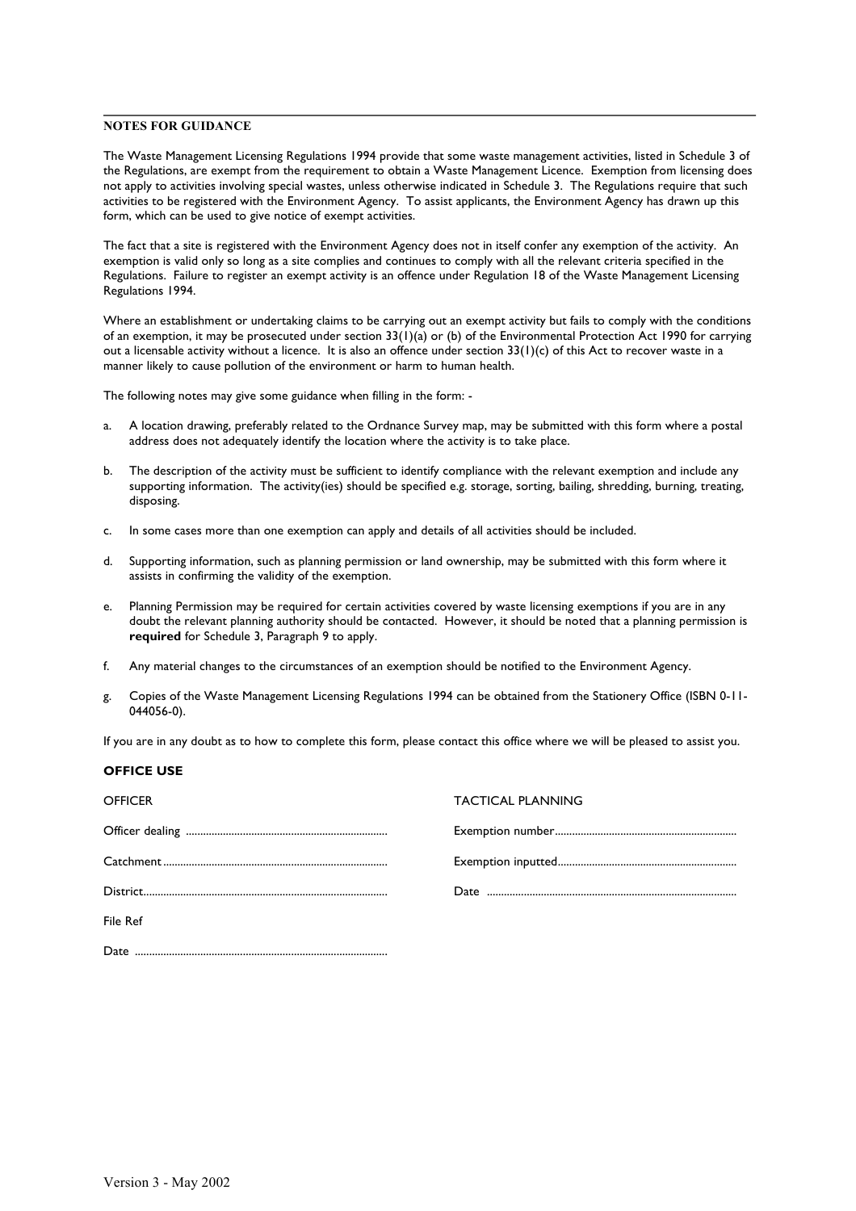## NOTES FOR GUIDANCE

The Waste Management Licensing Regulations 1994 provide that some waste management activities, listed in Schedule 3 of the Regulations, are exempt from the requirement to obtain a Waste Management Licence. Exemption from licensing does not apply to activities involving special wastes, unless otherwise indicated in Schedule 3. The Regulations require that such activities to be registered with the Environment Agency. To assist applicants, the Environment Agency has drawn up this form, which can be used to give notice of exempt activities.

The fact that a site is registered with the Environment Agency does not in itself confer any exemption of the activity. An exemption is valid only so long as a site complies and continues to comply with all the relevant criteria specified in the Regulations. Failure to register an exempt activity is an offence under Regulation 18 of the Waste Management Licensing Regulations 1994.

Where an establishment or undertaking claims to be carrying out an exempt activity but fails to comply with the conditions of an exemption, it may be prosecuted under section 33(1)(a) or (b) of the Environmental Protection Act 1990 for carrying out a licensable activity without a licence. It is also an offence under section 33(1)(c) of this Act to recover waste in a manner likely to cause pollution of the environment or harm to human health.

The following notes may give some guidance when filling in the form: -

a. A location drawing, preferably related to the Ordnance Survey map, may be submitted with this form where a postal address does not adequately identify the location where the activity is to take place.

b. The description of the activity must be sufficient to identify compliance with the relevant exemption and include any supporting information. The activity(ies) should be specified e.g. storage, sorting, bailing, shredding, burning, treating, disposing.

c. In some cases more than one exemption can apply and details of all activities should be included.

d. Supporting information, such as planning permission or land ownership, may be submitted with this form where it assists in confirming the validity of the exemption.

e. Planning Permission may be required for certain activities covered by waste licensing exemptions if you are in any doubt the relevant planning authority should be contacted. However, it should be noted that a planning permission is **required** for Schedule 3, Paragraph 9 to apply.

f. Any material changes to the circumstances of an exemption should be notified to the Environment Agency.

g. Copies of the Waste Management Licensing Regulations 1994 can be obtained from the Stationery Office (ISBN 0-11-044056-0).

If you are in any doubt as to how to complete this form, please contact this office where we will be pleased to assist you.

**OFFICE USE**

OFFICER

Officer dealing ......................................................................

Catchment..............................................................................

District....................................................................................

File Ref

Date ........................................................................................

TACTICAL PLANNING

Exemption number...............................................................

Exemption inputted.............................................................

Date .......................................................................................

Version 3 - May 2002